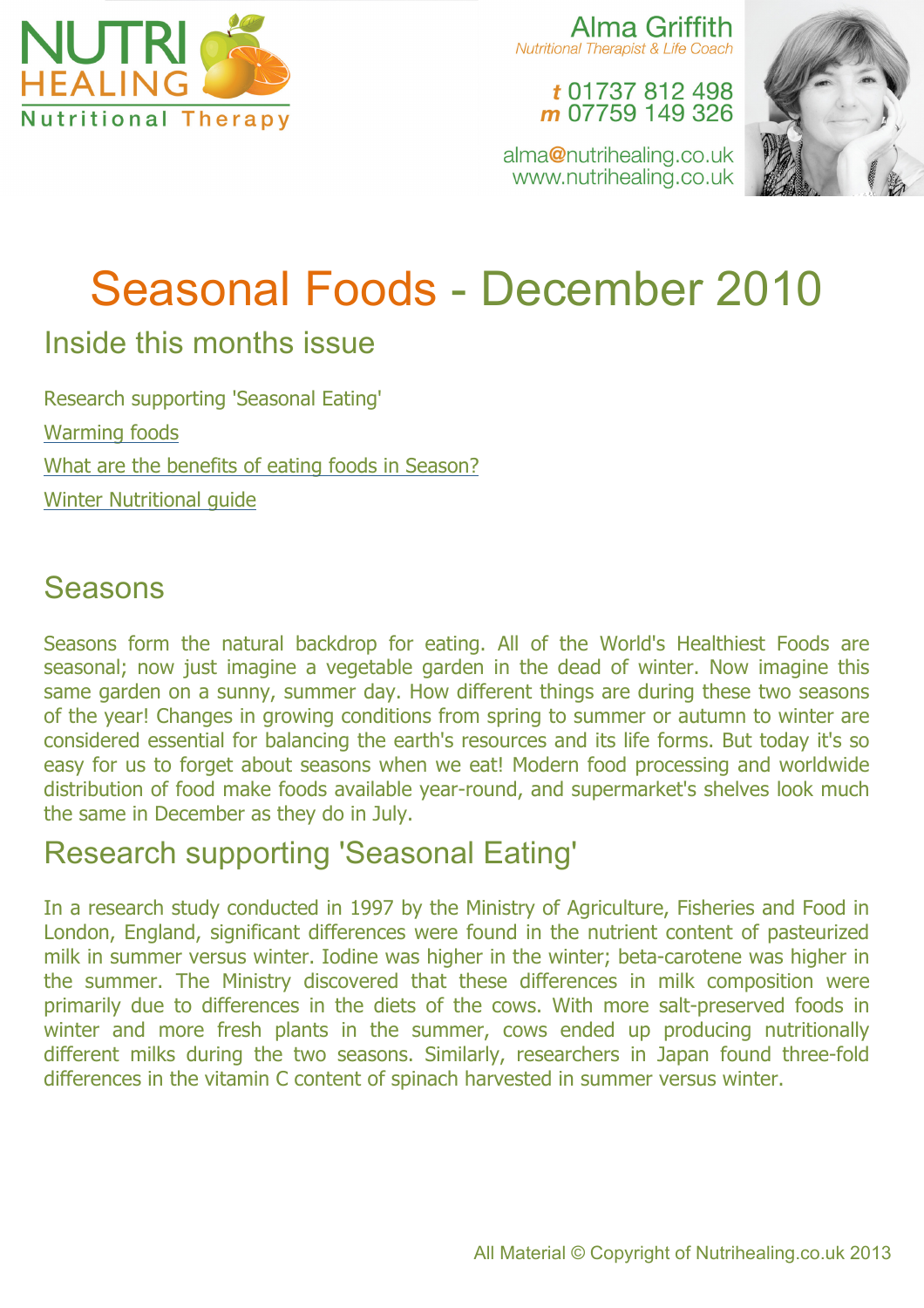NUTRI HEALING
Nutritional Therapy

Alma Griffith
*Nutritional Therapist & Life Coach*

*t* 01737 812 498
*m* 07759 149 326

alma@nutrihealing.co.uk
www.nutrihealing.co.uk

# Seasonal Foods - December 2010

## Inside this months issue

Research supporting 'Seasonal Eating'

Warming foods

What are the benefits of eating foods in Season?

Winter Nutritional guide

## Seasons

Seasons form the natural backdrop for eating. All of the World's Healthiest Foods are seasonal; now just imagine a vegetable garden in the dead of winter. Now imagine this same garden on a sunny, summer day. How different things are during these two seasons of the year! Changes in growing conditions from spring to summer or autumn to winter are considered essential for balancing the earth's resources and its life forms. But today it's so easy for us to forget about seasons when we eat! Modern food processing and worldwide distribution of food make foods available year-round, and supermarket's shelves look much the same in December as they do in July.

## Research supporting 'Seasonal Eating'

In a research study conducted in 1997 by the Ministry of Agriculture, Fisheries and Food in London, England, significant differences were found in the nutrient content of pasteurized milk in summer versus winter. Iodine was higher in the winter; beta-carotene was higher in the summer. The Ministry discovered that these differences in milk composition were primarily due to differences in the diets of the cows. With more salt-preserved foods in winter and more fresh plants in the summer, cows ended up producing nutritionally different milks during the two seasons. Similarly, researchers in Japan found three-fold differences in the vitamin C content of spinach harvested in summer versus winter.

All Material © Copyright of Nutrihealing.co.uk 2013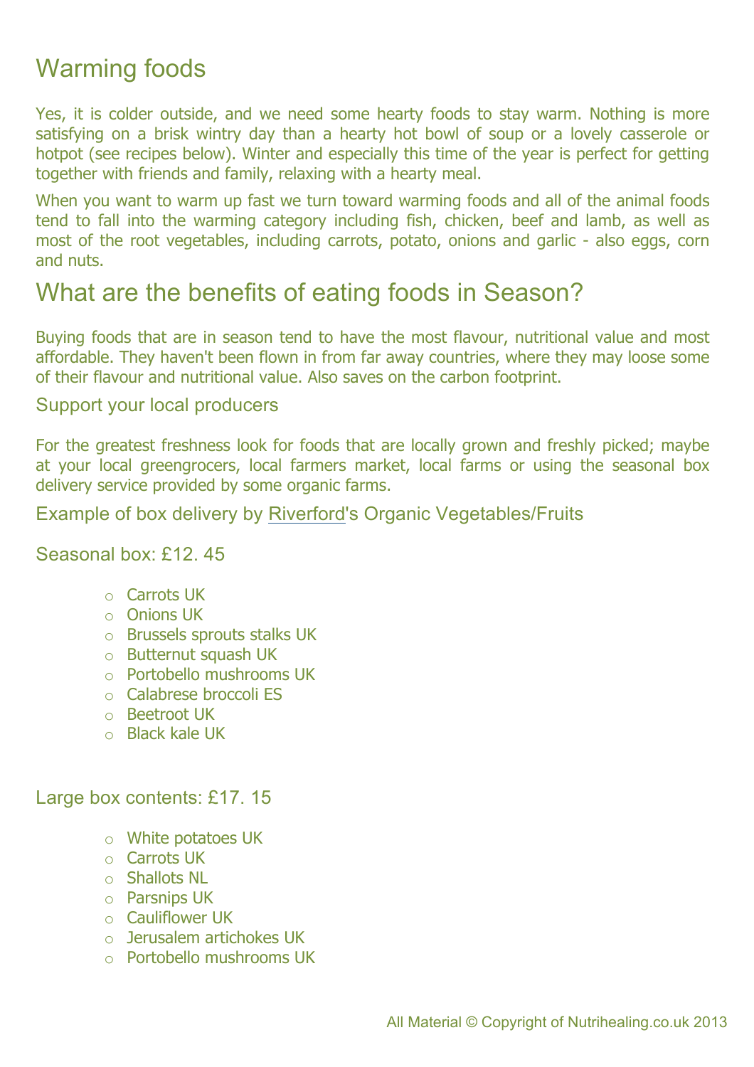## Warming foods

Yes, it is colder outside, and we need some hearty foods to stay warm. Nothing is more satisfying on a brisk wintry day than a hearty hot bowl of soup or a lovely casserole or hotpot (see recipes below). Winter and especially this time of the year is perfect for getting together with friends and family, relaxing with a hearty meal.

When you want to warm up fast we turn toward warming foods and all of the animal foods tend to fall into the warming category including fish, chicken, beef and lamb, as well as most of the root vegetables, including carrots, potato, onions and garlic - also eggs, corn and nuts.

## What are the benefits of eating foods in Season?

Buying foods that are in season tend to have the most flavour, nutritional value and most affordable. They haven't been flown in from far away countries, where they may loose some of their flavour and nutritional value. Also saves on the carbon footprint.

### Support your local producers

For the greatest freshness look for foods that are locally grown and freshly picked; maybe at your local greengrocers, local farmers market, local farms or using the seasonal box delivery service provided by some organic farms.

### Example of box delivery by Riverford's Organic Vegetables/Fruits

### Seasonal box: £12. 45

- Carrots UK
- Onions UK
- Brussels sprouts stalks UK
- Butternut squash UK
- Portobello mushrooms UK
- Calabrese broccoli ES
- Beetroot UK
- Black kale UK

### Large box contents: £17. 15

- White potatoes UK
- Carrots UK
- Shallots NL
- Parsnips UK
- Cauliflower UK
- Jerusalem artichokes UK
- Portobello mushrooms UK

All Material © Copyright of Nutrihealing.co.uk 2013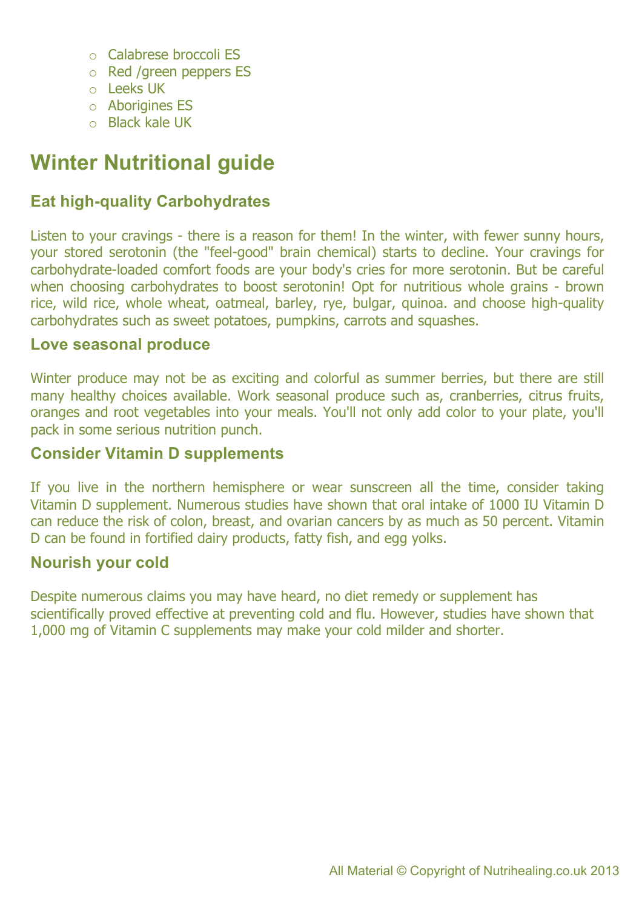- Calabrese broccoli ES
- Red /green peppers ES
- Leeks UK
- Aborigines ES
- Black kale UK

## Winter Nutritional guide

### Eat high-quality Carbohydrates

Listen to your cravings - there is a reason for them! In the winter, with fewer sunny hours, your stored serotonin (the "feel-good" brain chemical) starts to decline. Your cravings for carbohydrate-loaded comfort foods are your body's cries for more serotonin. But be careful when choosing carbohydrates to boost serotonin! Opt for nutritious whole grains - brown rice, wild rice, whole wheat, oatmeal, barley, rye, bulgar, quinoa. and choose high-quality carbohydrates such as sweet potatoes, pumpkins, carrots and squashes.

### Love seasonal produce

Winter produce may not be as exciting and colorful as summer berries, but there are still many healthy choices available. Work seasonal produce such as, cranberries, citrus fruits, oranges and root vegetables into your meals. You'll not only add color to your plate, you'll pack in some serious nutrition punch.

### Consider Vitamin D supplements

If you live in the northern hemisphere or wear sunscreen all the time, consider taking Vitamin D supplement. Numerous studies have shown that oral intake of 1000 IU Vitamin D can reduce the risk of colon, breast, and ovarian cancers by as much as 50 percent. Vitamin D can be found in fortified dairy products, fatty fish, and egg yolks.

### Nourish your cold

Despite numerous claims you may have heard, no diet remedy or supplement has scientifically proved effective at preventing cold and flu. However, studies have shown that 1,000 mg of Vitamin C supplements may make your cold milder and shorter.

All Material © Copyright of Nutrihealing.co.uk 2013